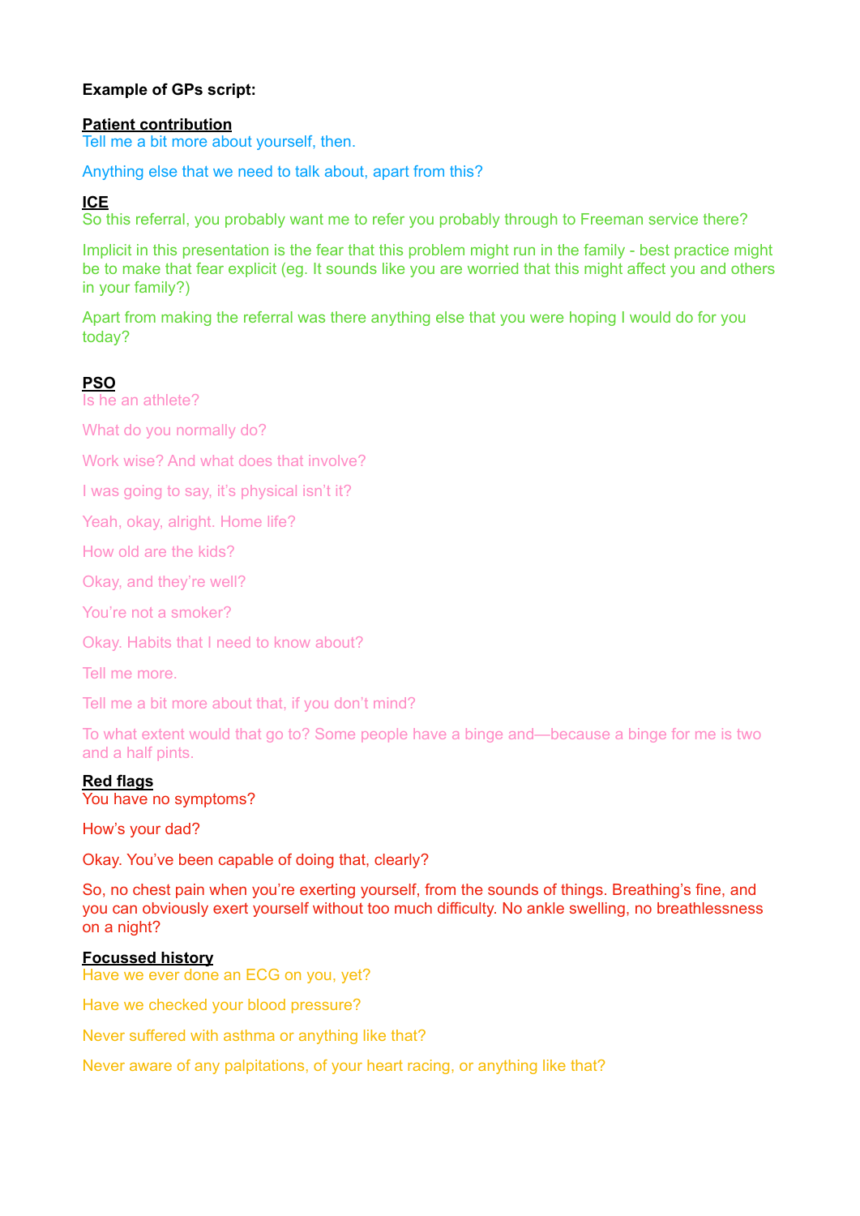**Example of GPs script:**

**Patient contribution**

Tell me a bit more about yourself, then.

Anything else that we need to talk about, apart from this?

**ICE**

So this referral, you probably want me to refer you probably through to Freeman service there?

Implicit in this presentation is the fear that this problem might run in the family - best practice might be to make that fear explicit (eg. It sounds like you are worried that this might affect you and others in your family?)

Apart from making the referral was there anything else that you were hoping I would do for you today?

**PSO**

Is he an athlete?

What do you normally do?

Work wise? And what does that involve?

I was going to say, it's physical isn't it?

Yeah, okay, alright. Home life?

How old are the kids?

Okay, and they're well?

You're not a smoker?

Okay. Habits that I need to know about?

Tell me more.

Tell me a bit more about that, if you don't mind?

To what extent would that go to? Some people have a binge and—because a binge for me is two and a half pints.

**Red flags**

You have no symptoms?

How's your dad?

Okay. You've been capable of doing that, clearly?

So, no chest pain when you're exerting yourself, from the sounds of things. Breathing's fine, and you can obviously exert yourself without too much difficulty. No ankle swelling, no breathlessness on a night?

**Focussed history**

Have we ever done an ECG on you, yet?

Have we checked your blood pressure?

Never suffered with asthma or anything like that?

Never aware of any palpitations, of your heart racing, or anything like that?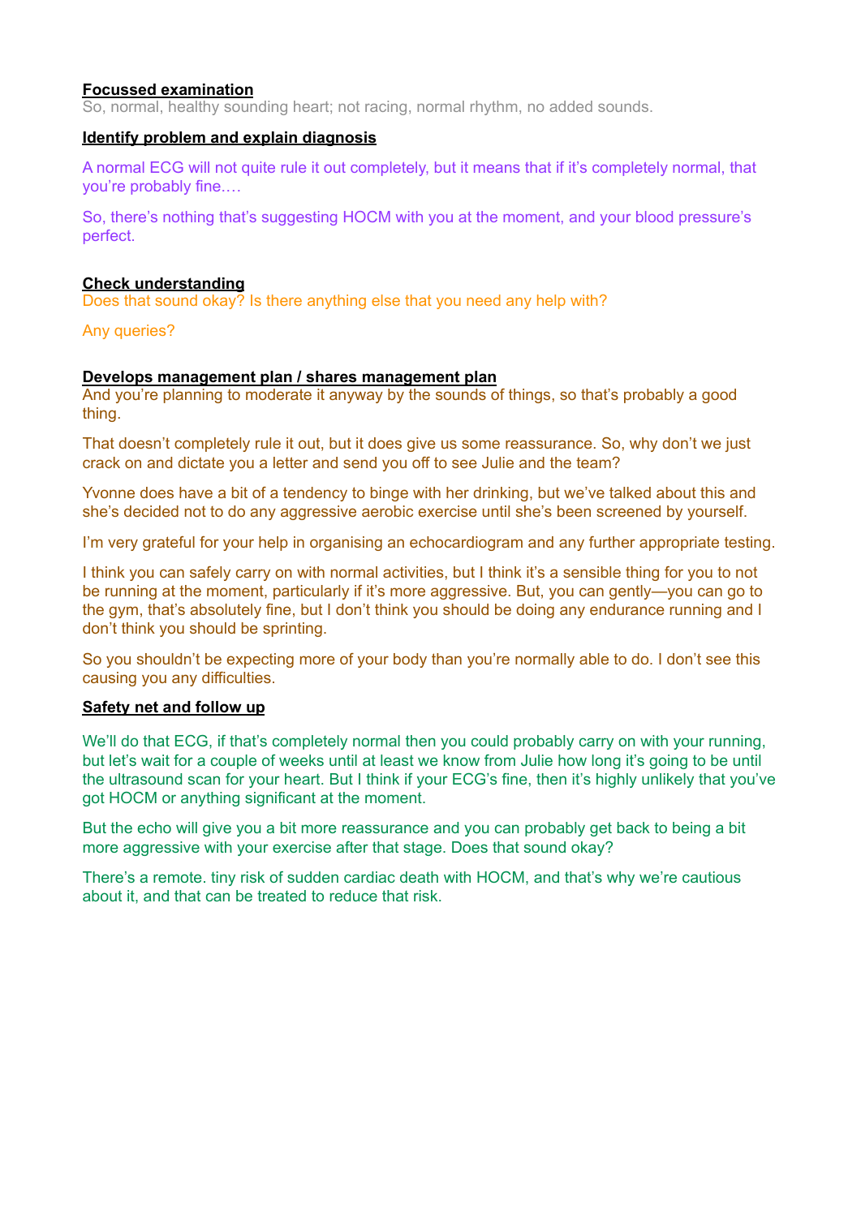**Focussed examination**

So, normal, healthy sounding heart; not racing, normal rhythm, no added sounds.

**Identify problem and explain diagnosis**

A normal ECG will not quite rule it out completely, but it means that if it's completely normal, that you're probably fine.…

So, there's nothing that's suggesting HOCM with you at the moment, and your blood pressure's perfect.

**Check understanding**

Does that sound okay? Is there anything else that you need any help with?

Any queries?

**Develops management plan / shares management plan**

And you're planning to moderate it anyway by the sounds of things, so that's probably a good thing.

That doesn't completely rule it out, but it does give us some reassurance. So, why don't we just crack on and dictate you a letter and send you off to see Julie and the team?

Yvonne does have a bit of a tendency to binge with her drinking, but we've talked about this and she's decided not to do any aggressive aerobic exercise until she's been screened by yourself.

I'm very grateful for your help in organising an echocardiogram and any further appropriate testing.

I think you can safely carry on with normal activities, but I think it's a sensible thing for you to not be running at the moment, particularly if it's more aggressive. But, you can gently—you can go to the gym, that's absolutely fine, but I don't think you should be doing any endurance running and I don't think you should be sprinting.

So you shouldn't be expecting more of your body than you're normally able to do. I don't see this causing you any difficulties.

**Safety net and follow up**

We'll do that ECG, if that's completely normal then you could probably carry on with your running, but let's wait for a couple of weeks until at least we know from Julie how long it's going to be until the ultrasound scan for your heart. But I think if your ECG's fine, then it's highly unlikely that you've got HOCM or anything significant at the moment.

But the echo will give you a bit more reassurance and you can probably get back to being a bit more aggressive with your exercise after that stage. Does that sound okay?

There's a remote. tiny risk of sudden cardiac death with HOCM, and that's why we're cautious about it, and that can be treated to reduce that risk.